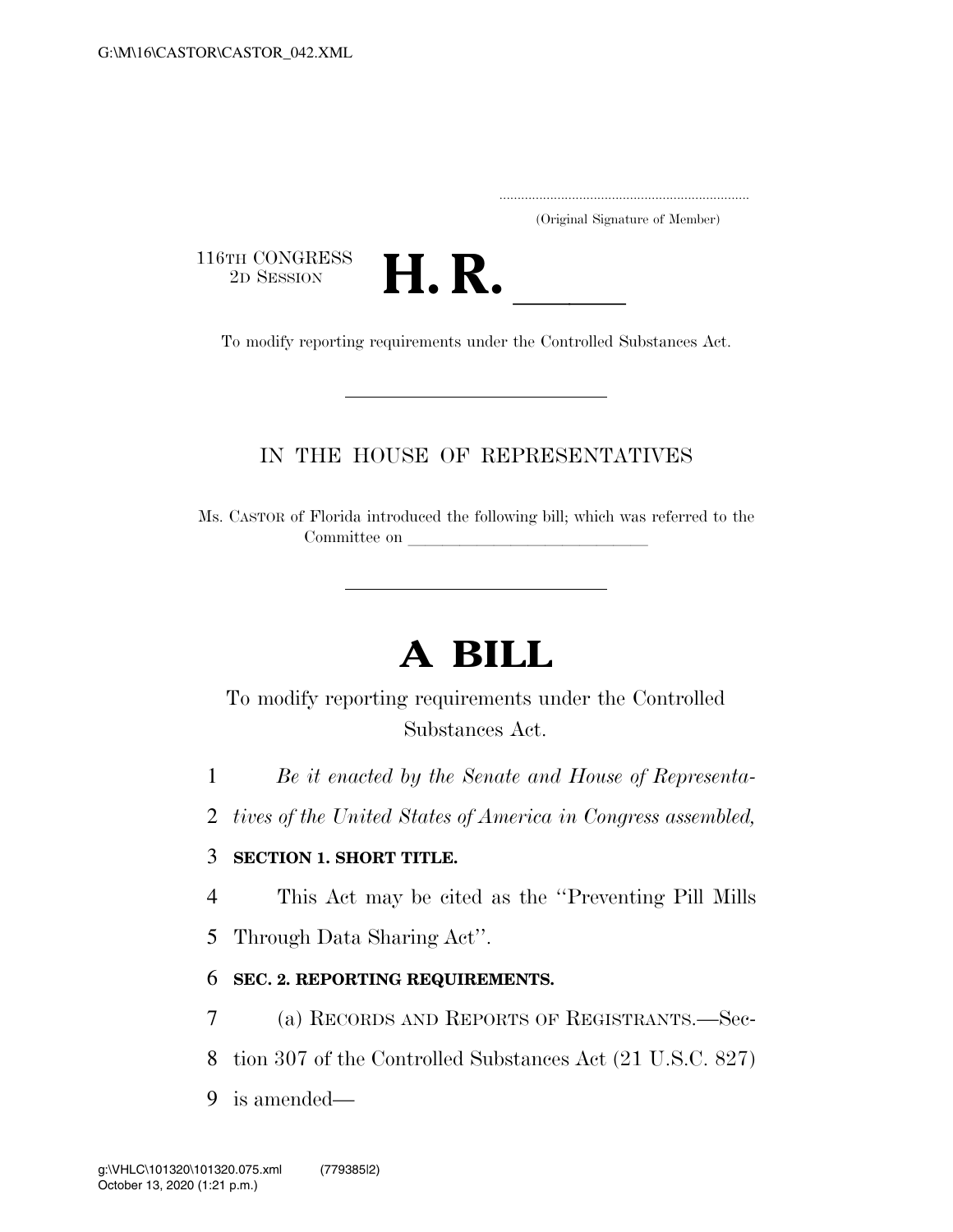(Original Signature of Member)

116TH CONGRESS
2D SESSION

# H. R. \_\_\_\_\_\_

To modify reporting requirements under the Controlled Substances Act.

---

IN THE HOUSE OF REPRESENTATIVES

Ms. CASTOR of Florida introduced the following bill; which was referred to the Committee on \_\_\_\_\_\_\_\_\_\_\_\_\_\_\_\_\_\_\_\_\_\_\_\_\_\_\_\_

---

# A BILL

To modify reporting requirements under the Controlled Substances Act.

1 *Be it enacted by the Senate and House of Representa-*
2 *tives of the United States of America in Congress assembled,*

3 **SECTION 1. SHORT TITLE.**

4 This Act may be cited as the ''Preventing Pill Mills
5 Through Data Sharing Act''.

6 **SEC. 2. REPORTING REQUIREMENTS.**

7 (a) RECORDS AND REPORTS OF REGISTRANTS.—Sec-
8 tion 307 of the Controlled Substances Act (21 U.S.C. 827)
9 is amended—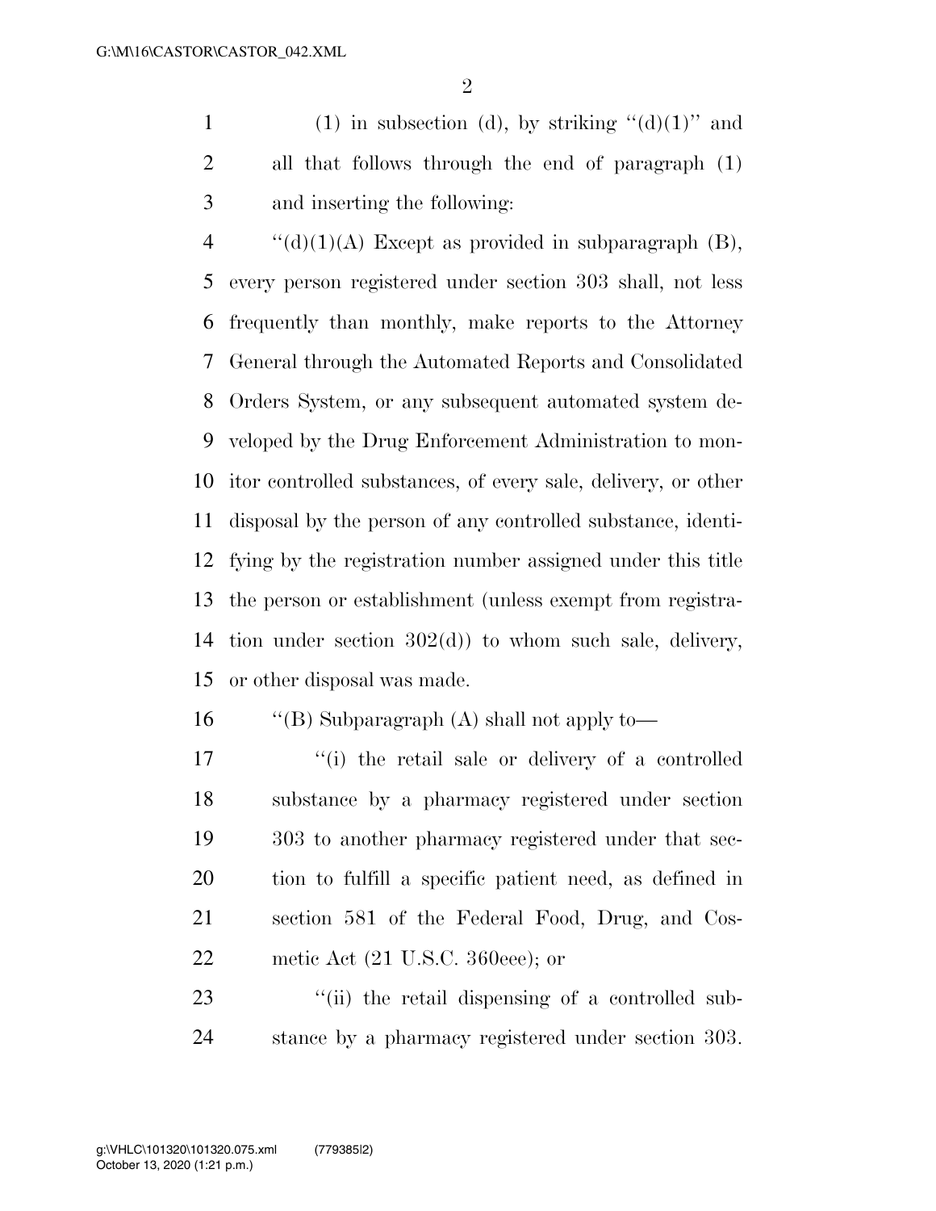(1) in subsection (d), by striking "(d)(1)" and all that follows through the end of paragraph (1) and inserting the following:

"(d)(1)(A) Except as provided in subparagraph (B), every person registered under section 303 shall, not less frequently than monthly, make reports to the Attorney General through the Automated Reports and Consolidated Orders System, or any subsequent automated system developed by the Drug Enforcement Administration to monitor controlled substances, of every sale, delivery, or other disposal by the person of any controlled substance, identifying by the registration number assigned under this title the person or establishment (unless exempt from registration under section 302(d)) to whom such sale, delivery, or other disposal was made.

"(B) Subparagraph (A) shall not apply to—

"(i) the retail sale or delivery of a controlled substance by a pharmacy registered under section 303 to another pharmacy registered under that section to fulfill a specific patient need, as defined in section 581 of the Federal Food, Drug, and Cosmetic Act (21 U.S.C. 360eee); or

"(ii) the retail dispensing of a controlled substance by a pharmacy registered under section 303.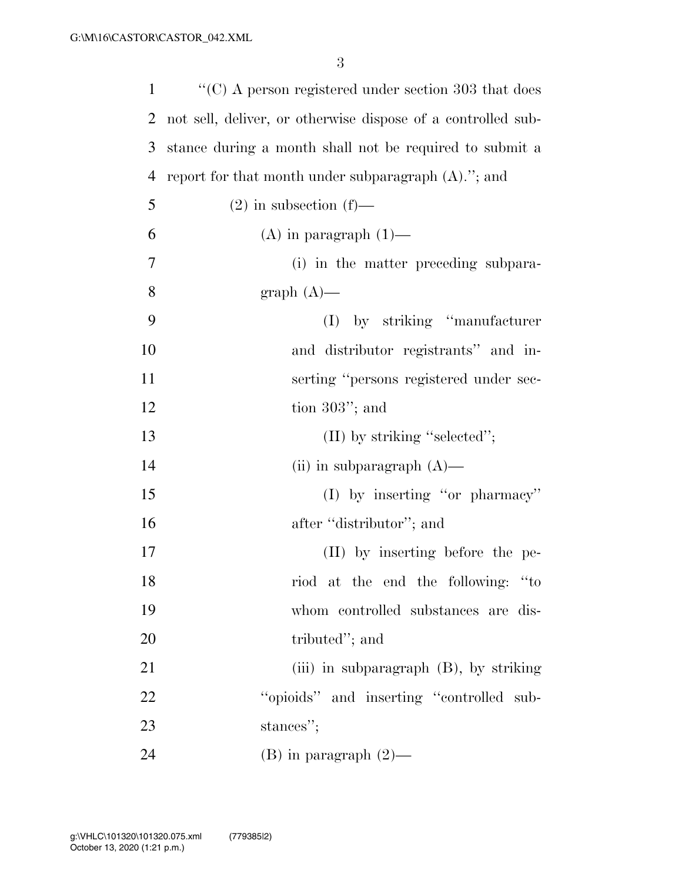"(C) A person registered under section 303 that does not sell, deliver, or otherwise dispose of a controlled substance during a month shall not be required to submit a report for that month under subparagraph (A)."; and

(2) in subsection (f)—

(A) in paragraph (1)—

(i) in the matter preceding subparagraph (A)—

(I) by striking "manufacturer and distributor registrants" and inserting "persons registered under section 303"; and

(II) by striking "selected";

(ii) in subparagraph (A)—

(I) by inserting "or pharmacy" after "distributor"; and

(II) by inserting before the period at the end the following: "to whom controlled substances are distributed"; and

(iii) in subparagraph (B), by striking "opioids" and inserting "controlled substances";

(B) in paragraph (2)—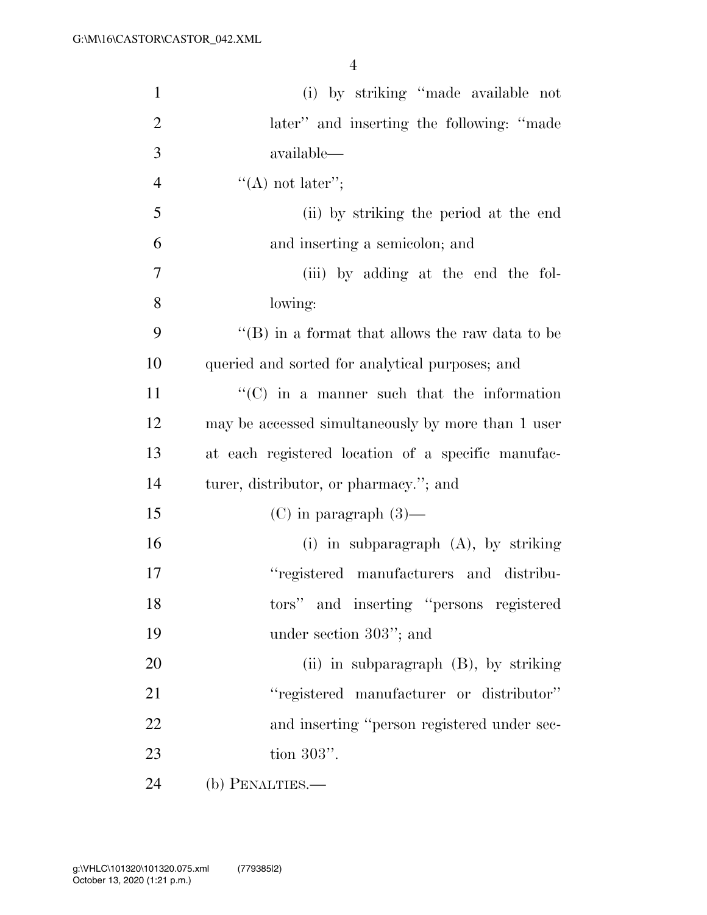(i) by striking "made available not later" and inserting the following: "made available—

"(A) not later";

(ii) by striking the period at the end and inserting a semicolon; and

(iii) by adding at the end the following:

"(B) in a format that allows the raw data to be queried and sorted for analytical purposes; and

"(C) in a manner such that the information may be accessed simultaneously by more than 1 user at each registered location of a specific manufacturer, distributor, or pharmacy."; and

(C) in paragraph (3)—

(i) in subparagraph (A), by striking "registered manufacturers and distributors" and inserting "persons registered under section 303"; and

(ii) in subparagraph (B), by striking "registered manufacturer or distributor" and inserting "person registered under section 303".

(b) PENALTIES.—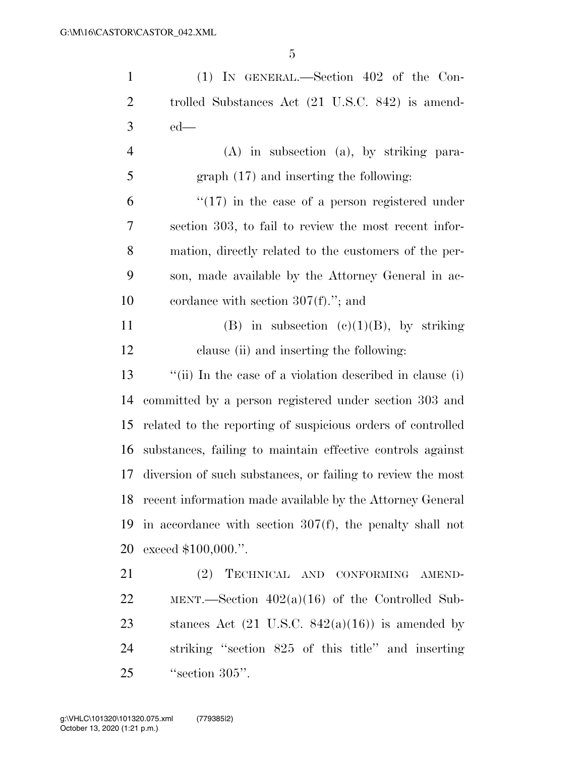(1) IN GENERAL.—Section 402 of the Controlled Substances Act (21 U.S.C. 842) is amended—

(A) in subsection (a), by striking paragraph (17) and inserting the following:

"(17) in the case of a person registered under section 303, to fail to review the most recent information, directly related to the customers of the person, made available by the Attorney General in accordance with section 307(f)."; and

(B) in subsection (c)(1)(B), by striking clause (ii) and inserting the following:

"(ii) In the case of a violation described in clause (i) committed by a person registered under section 303 and related to the reporting of suspicious orders of controlled substances, failing to maintain effective controls against diversion of such substances, or failing to review the most recent information made available by the Attorney General in accordance with section 307(f), the penalty shall not exceed $100,000.".

(2) TECHNICAL AND CONFORMING AMENDMENT.—Section 402(a)(16) of the Controlled Substances Act (21 U.S.C. 842(a)(16)) is amended by striking "section 825 of this title" and inserting "section 305".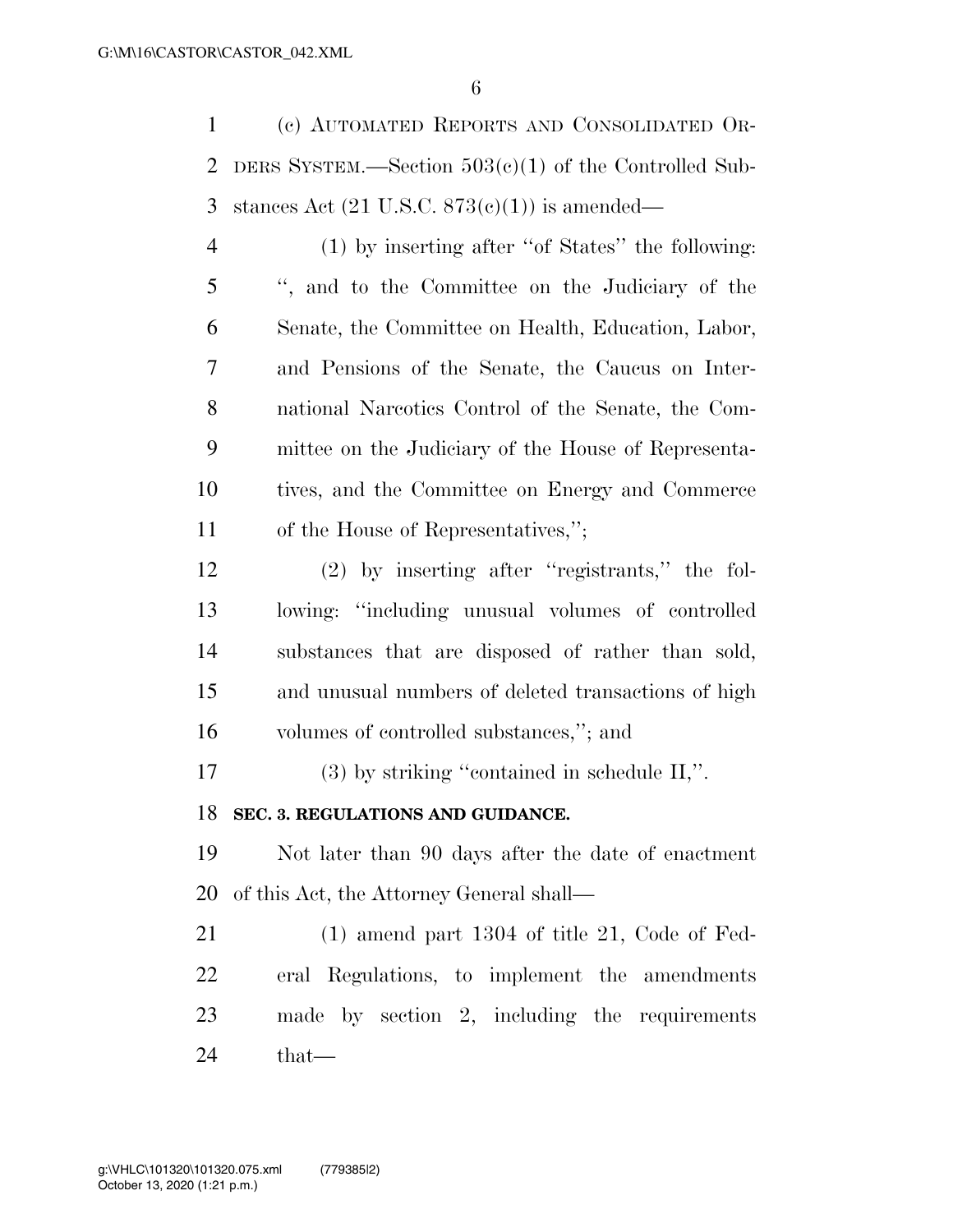(c) AUTOMATED REPORTS AND CONSOLIDATED ORDERS SYSTEM.—Section 503(c)(1) of the Controlled Substances Act (21 U.S.C. 873(c)(1)) is amended—

(1) by inserting after ''of States'' the following: '', and to the Committee on the Judiciary of the Senate, the Committee on Health, Education, Labor, and Pensions of the Senate, the Caucus on International Narcotics Control of the Senate, the Committee on the Judiciary of the House of Representatives, and the Committee on Energy and Commerce of the House of Representatives,'';

(2) by inserting after ''registrants,'' the following: ''including unusual volumes of controlled substances that are disposed of rather than sold, and unusual numbers of deleted transactions of high volumes of controlled substances,''; and

(3) by striking ''contained in schedule II,''.

**SEC. 3. REGULATIONS AND GUIDANCE.**

Not later than 90 days after the date of enactment of this Act, the Attorney General shall—

(1) amend part 1304 of title 21, Code of Federal Regulations, to implement the amendments made by section 2, including the requirements that—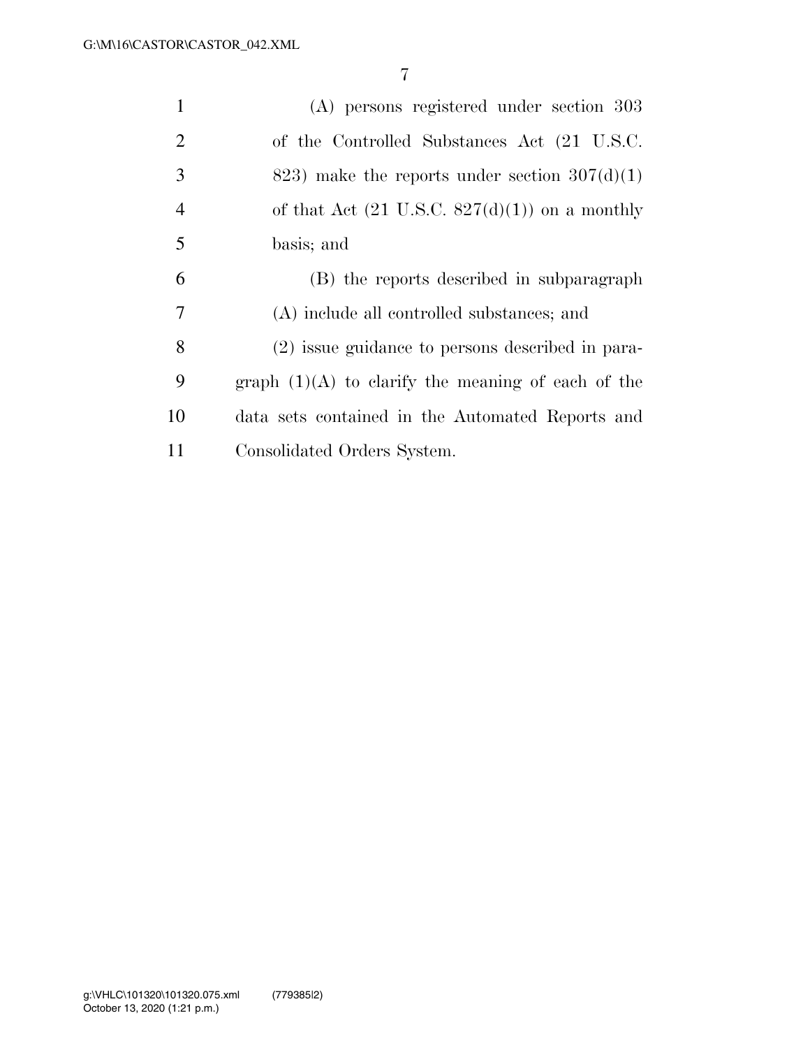(A) persons registered under section 303 of the Controlled Substances Act (21 U.S.C. 823) make the reports under section 307(d)(1) of that Act (21 U.S.C. 827(d)(1)) on a monthly basis; and

(B) the reports described in subparagraph (A) include all controlled substances; and

(2) issue guidance to persons described in paragraph (1)(A) to clarify the meaning of each of the data sets contained in the Automated Reports and Consolidated Orders System.